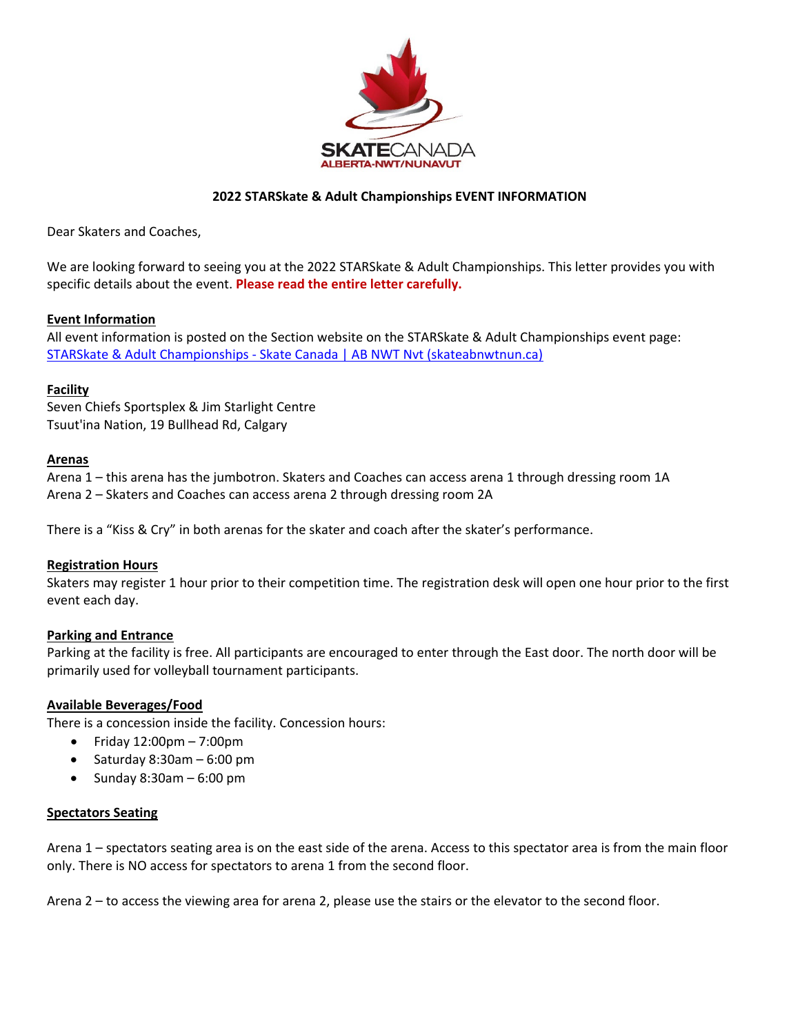SKATECANADA
ALBERTA-NWT/NUNAVUT

**2022 STARSkate & Adult Championships EVENT INFORMATION**

Dear Skaters and Coaches,

We are looking forward to seeing you at the 2022 STARSkate & Adult Championships. This letter provides you with specific details about the event. **Please read the entire letter carefully.**

## Event Information

All event information is posted on the Section website on the STARSkate & Adult Championships event page: [STARSkate & Adult Championships - Skate Canada | AB NWT Nvt (skateabnwtnun.ca)](skateabnwtnun.ca)

## Facility

Seven Chiefs Sportsplex & Jim Starlight Centre
Tsuut'ina Nation, 19 Bullhead Rd, Calgary

## Arenas

Arena 1 – this arena has the jumbotron. Skaters and Coaches can access arena 1 through dressing room 1A
Arena 2 – Skaters and Coaches can access arena 2 through dressing room 2A

There is a "Kiss & Cry" in both arenas for the skater and coach after the skater's performance.

## Registration Hours

Skaters may register 1 hour prior to their competition time. The registration desk will open one hour prior to the first event each day.

## Parking and Entrance

Parking at the facility is free. All participants are encouraged to enter through the East door. The north door will be primarily used for volleyball tournament participants.

## Available Beverages/Food

There is a concession inside the facility. Concession hours:

- Friday 12:00pm – 7:00pm
- Saturday 8:30am – 6:00 pm
- Sunday 8:30am – 6:00 pm

## Spectators Seating

Arena 1 – spectators seating area is on the east side of the arena. Access to this spectator area is from the main floor only. There is NO access for spectators to arena 1 from the second floor.

Arena 2 – to access the viewing area for arena 2, please use the stairs or the elevator to the second floor.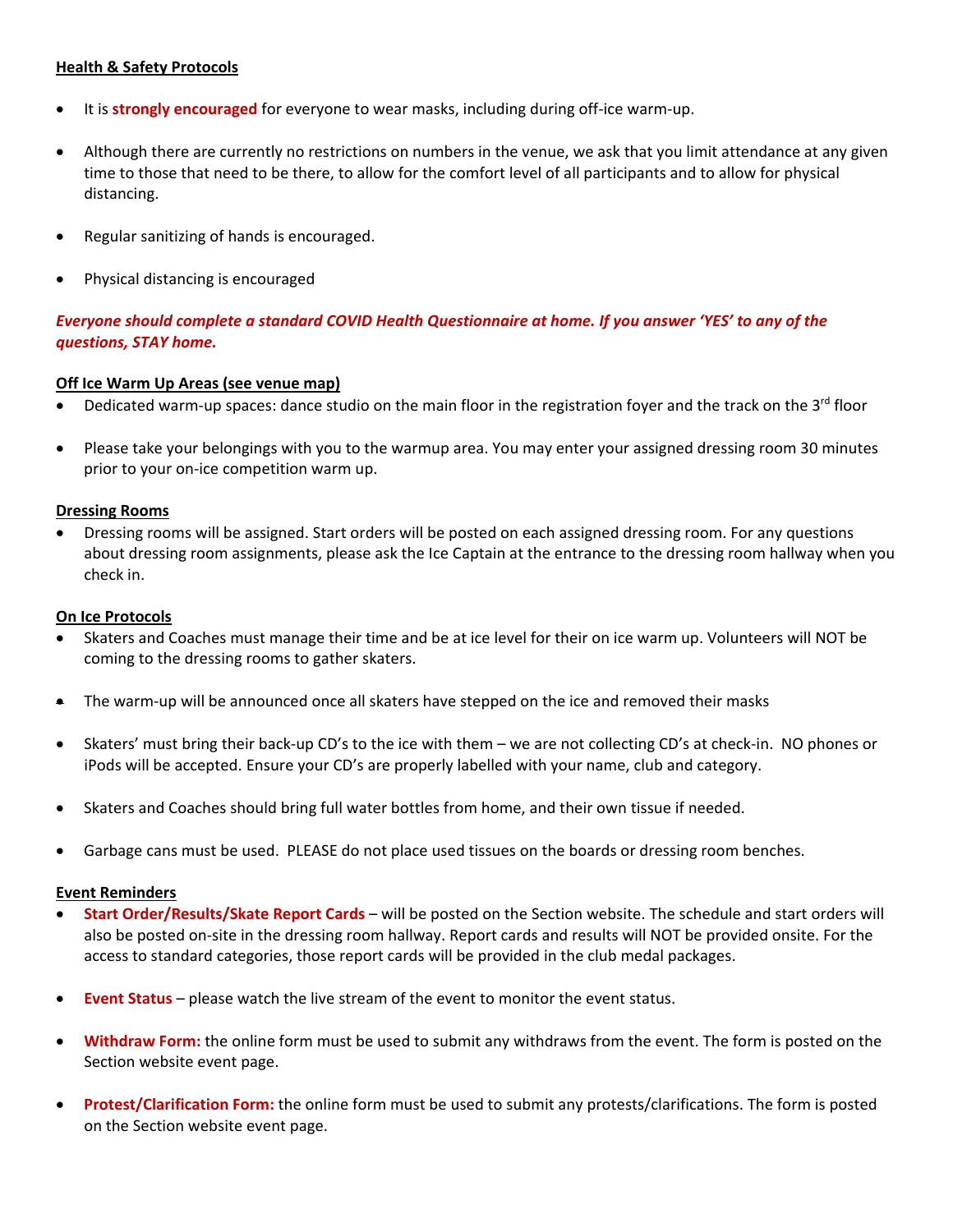**Health & Safety Protocols**

- It is **strongly encouraged** for everyone to wear masks, including during off-ice warm-up.
- Although there are currently no restrictions on numbers in the venue, we ask that you limit attendance at any given time to those that need to be there, to allow for the comfort level of all participants and to allow for physical distancing.
- Regular sanitizing of hands is encouraged.
- Physical distancing is encouraged

***Everyone should complete a standard COVID Health Questionnaire at home. If you answer 'YES' to any of the questions, STAY home.***

**Off Ice Warm Up Areas (see venue map)**

- Dedicated warm-up spaces: dance studio on the main floor in the registration foyer and the track on the 3rd floor
- Please take your belongings with you to the warmup area. You may enter your assigned dressing room 30 minutes prior to your on-ice competition warm up.

**Dressing Rooms**

- Dressing rooms will be assigned. Start orders will be posted on each assigned dressing room. For any questions about dressing room assignments, please ask the Ice Captain at the entrance to the dressing room hallway when you check in.

**On Ice Protocols**

- Skaters and Coaches must manage their time and be at ice level for their on ice warm up. Volunteers will NOT be coming to the dressing rooms to gather skaters.
- The warm-up will be announced once all skaters have stepped on the ice and removed their masks
- Skaters' must bring their back-up CD's to the ice with them – we are not collecting CD's at check-in. NO phones or iPods will be accepted. Ensure your CD's are properly labelled with your name, club and category.
- Skaters and Coaches should bring full water bottles from home, and their own tissue if needed.
- Garbage cans must be used. PLEASE do not place used tissues on the boards or dressing room benches.

**Event Reminders**

- **Start Order/Results/Skate Report Cards** – will be posted on the Section website. The schedule and start orders will also be posted on-site in the dressing room hallway. Report cards and results will NOT be provided onsite. For the access to standard categories, those report cards will be provided in the club medal packages.
- **Event Status** – please watch the live stream of the event to monitor the event status.
- **Withdraw Form:** the online form must be used to submit any withdraws from the event. The form is posted on the Section website event page.
- **Protest/Clarification Form:** the online form must be used to submit any protests/clarifications. The form is posted on the Section website event page.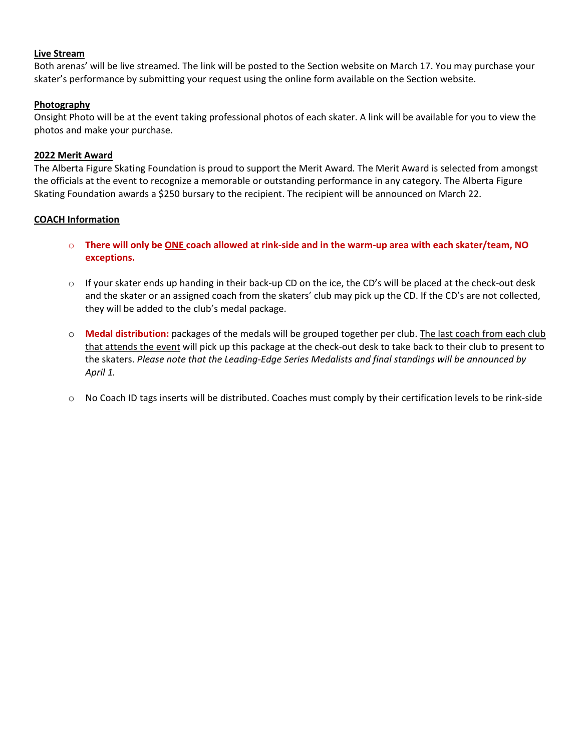**Live Stream**

Both arenas' will be live streamed. The link will be posted to the Section website on March 17. You may purchase your skater's performance by submitting your request using the online form available on the Section website.

**Photography**

Onsight Photo will be at the event taking professional photos of each skater. A link will be available for you to view the photos and make your purchase.

**2022 Merit Award**

The Alberta Figure Skating Foundation is proud to support the Merit Award. The Merit Award is selected from amongst the officials at the event to recognize a memorable or outstanding performance in any category. The Alberta Figure Skating Foundation awards a $250 bursary to the recipient. The recipient will be announced on March 22.

**COACH Information**

- **There will only be ONE coach allowed at rink-side and in the warm-up area with each skater/team, NO exceptions.**

- If your skater ends up handing in their back-up CD on the ice, the CD's will be placed at the check-out desk and the skater or an assigned coach from the skaters' club may pick up the CD. If the CD's are not collected, they will be added to the club's medal package.

- **Medal distribution:** packages of the medals will be grouped together per club. The last coach from each club that attends the event will pick up this package at the check-out desk to take back to their club to present to the skaters. *Please note that the Leading-Edge Series Medalists and final standings will be announced by April 1.*

- No Coach ID tags inserts will be distributed. Coaches must comply by their certification levels to be rink-side